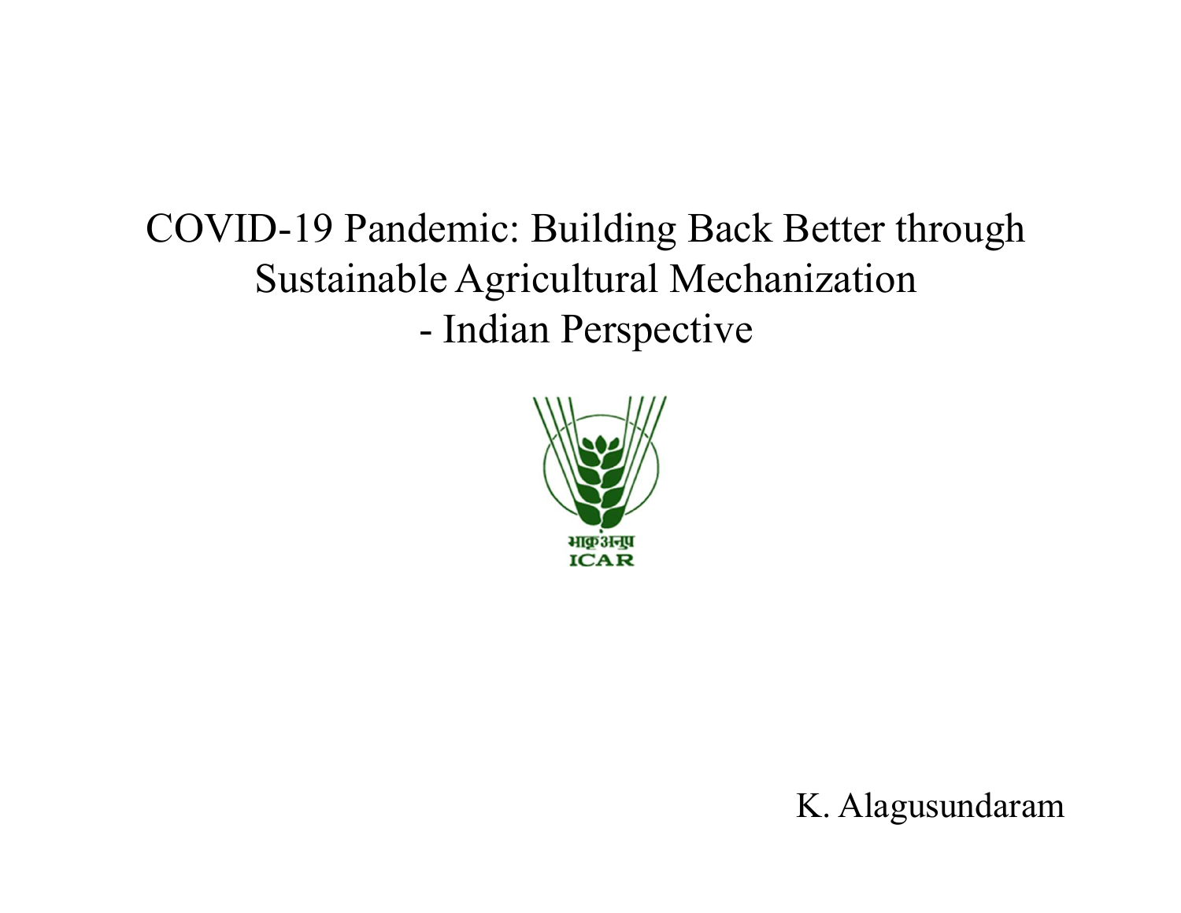# COVID-19 Pandemic: Building Back Better through Sustainable Agricultural Mechanization - Indian Perspective

भाकृअनुप
ICAR

K. Alagusundaram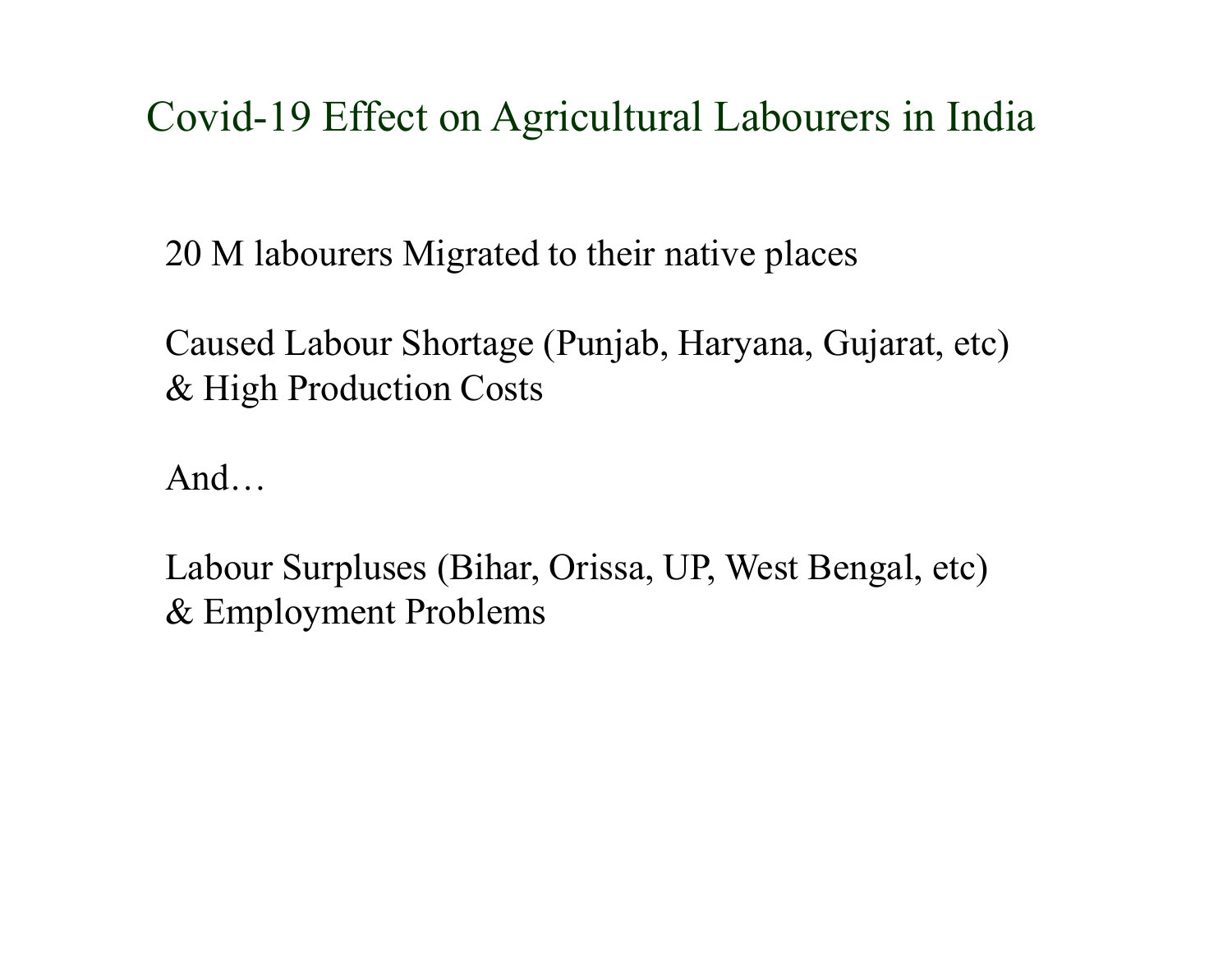# Covid-19 Effect on Agricultural Labourers in India

20 M labourers Migrated to their native places

Caused Labour Shortage (Punjab, Haryana, Gujarat, etc)
& High Production Costs

And…

Labour Surpluses (Bihar, Orissa, UP, West Bengal, etc)
& Employment Problems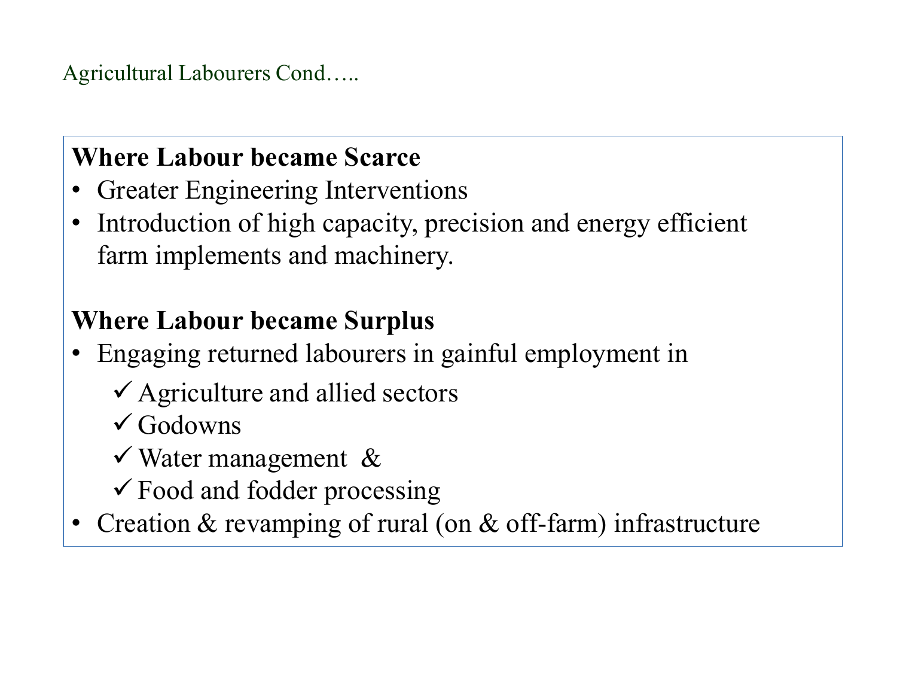## Agricultural Labourers Cond…..

**Where Labour became Scarce**

- Greater Engineering Interventions
- Introduction of high capacity, precision and energy efficient farm implements and machinery.

**Where Labour became Surplus**

- Engaging returned labourers in gainful employment in
  - ✓ Agriculture and allied sectors
  - ✓ Godowns
  - ✓ Water management &
  - ✓ Food and fodder processing
- Creation & revamping of rural (on & off-farm) infrastructure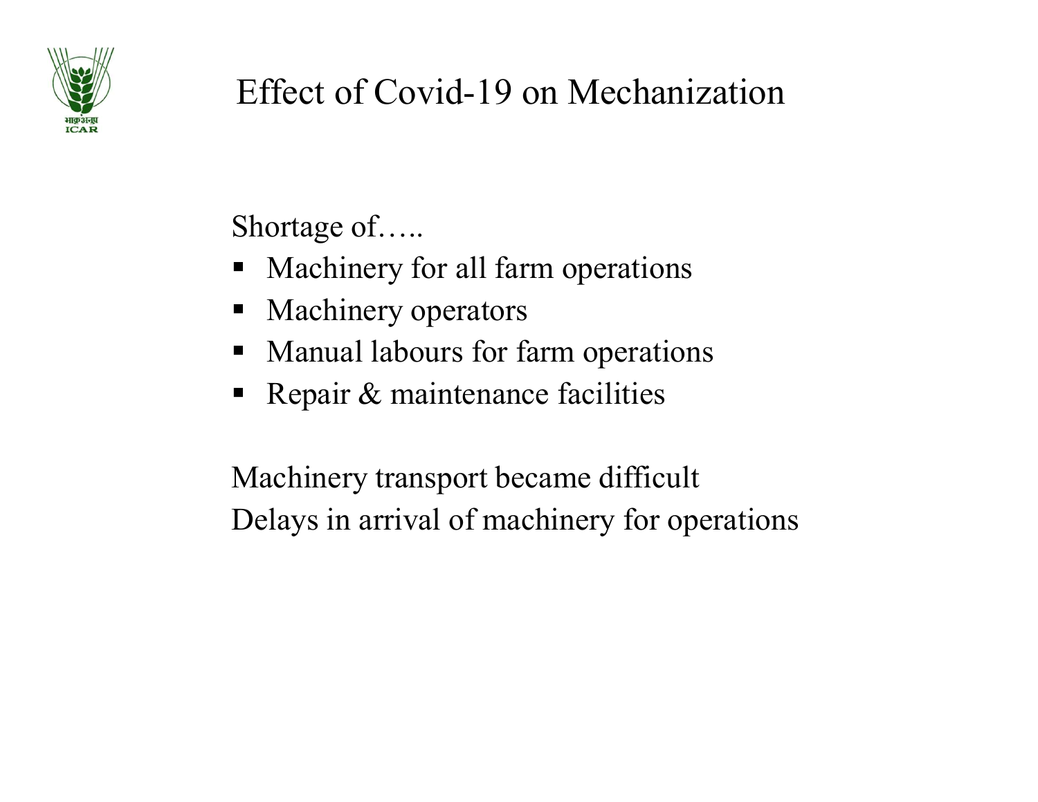# Effect of Covid-19 on Mechanization

Shortage of…..

- Machinery for all farm operations
- Machinery operators
- Manual labours for farm operations
- Repair & maintenance facilities

Machinery transport became difficult
Delays in arrival of machinery for operations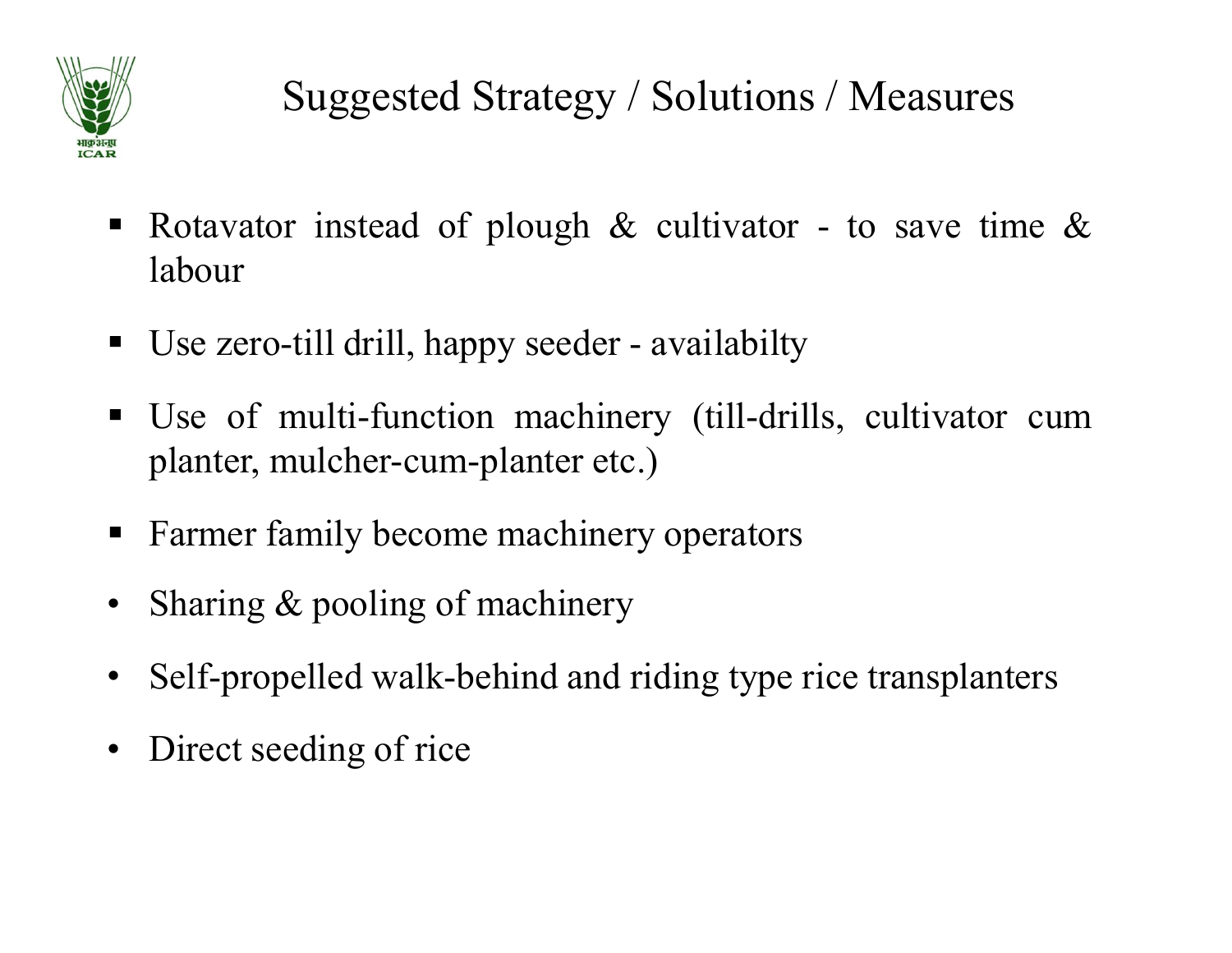# Suggested Strategy / Solutions / Measures

- Rotavator instead of plough & cultivator - to save time & labour
- Use zero-till drill, happy seeder - availabilty
- Use of multi-function machinery (till-drills, cultivator cum planter, mulcher-cum-planter etc.)
- Farmer family become machinery operators
- Sharing & pooling of machinery
- Self-propelled walk-behind and riding type rice transplanters
- Direct seeding of rice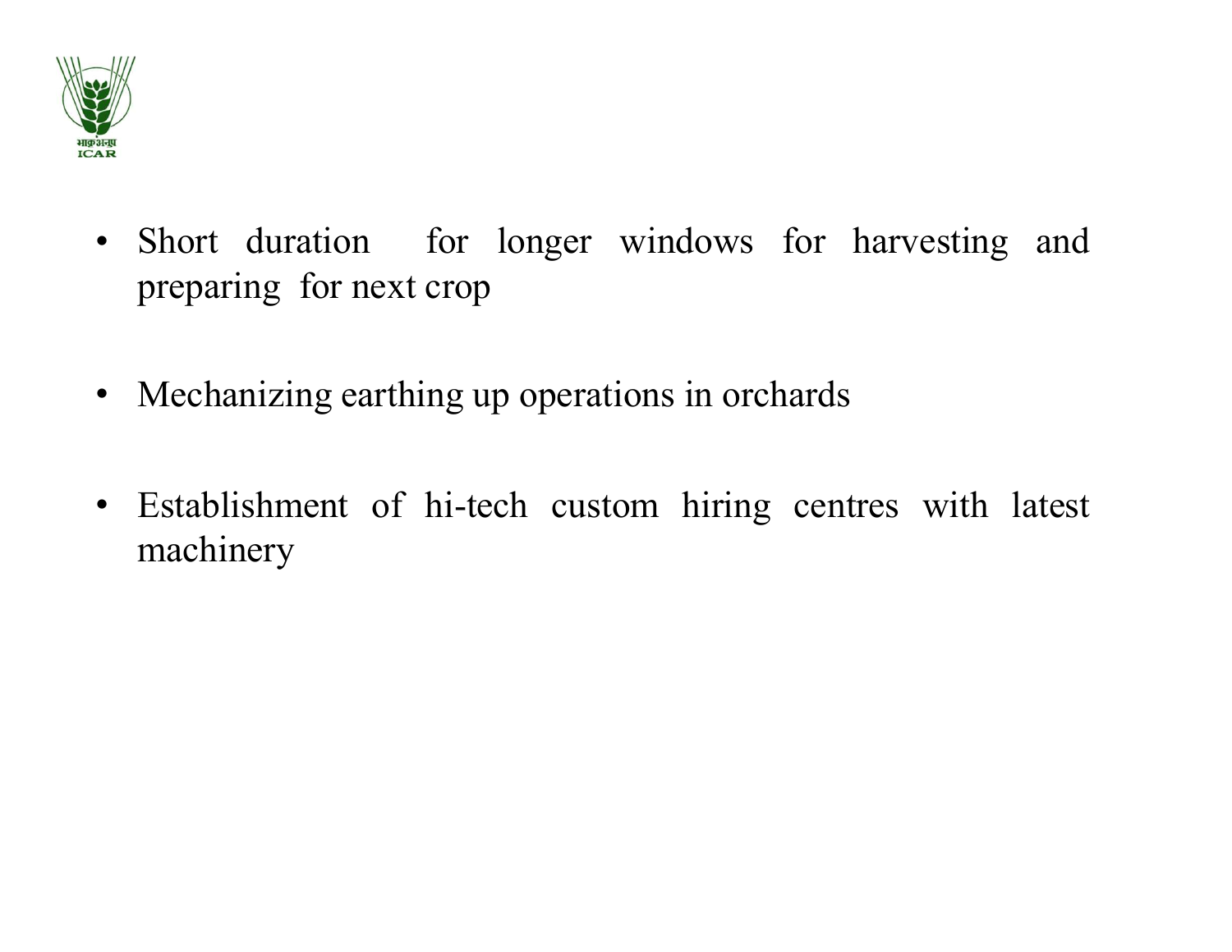- Short duration for longer windows for harvesting and preparing for next crop

- Mechanizing earthing up operations in orchards

- Establishment of hi-tech custom hiring centres with latest machinery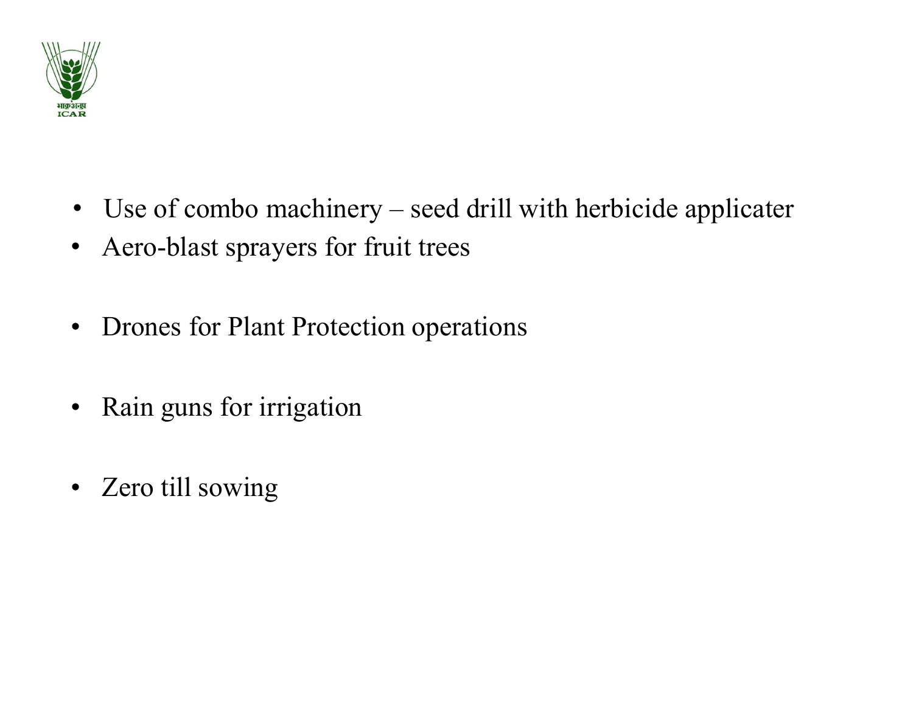- Use of combo machinery – seed drill with herbicide applicater
- Aero-blast sprayers for fruit trees
- Drones for Plant Protection operations
- Rain guns for irrigation
- Zero till sowing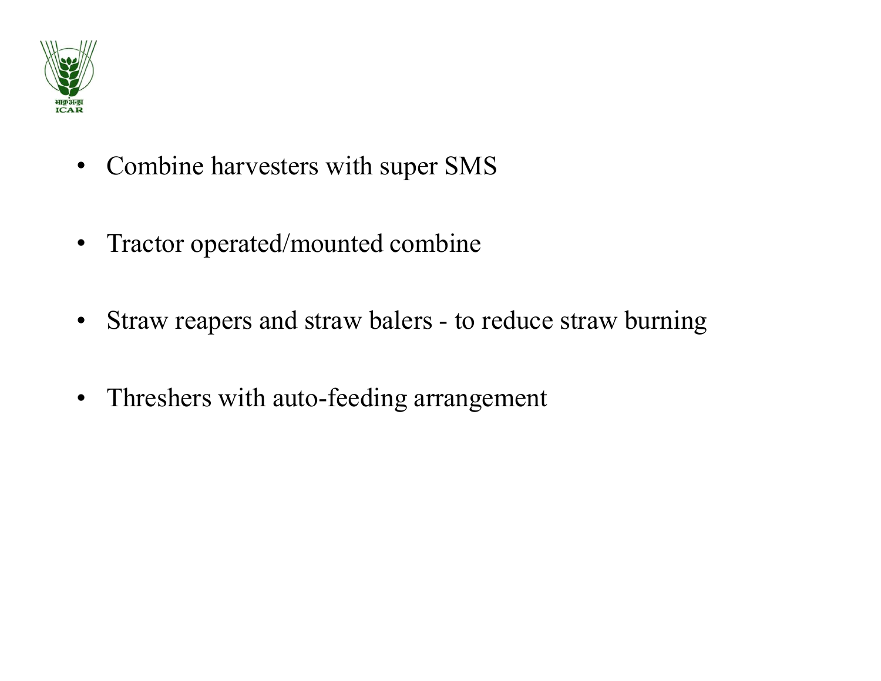- Combine harvesters with super SMS
- Tractor operated/mounted combine
- Straw reapers and straw balers - to reduce straw burning
- Threshers with auto-feeding arrangement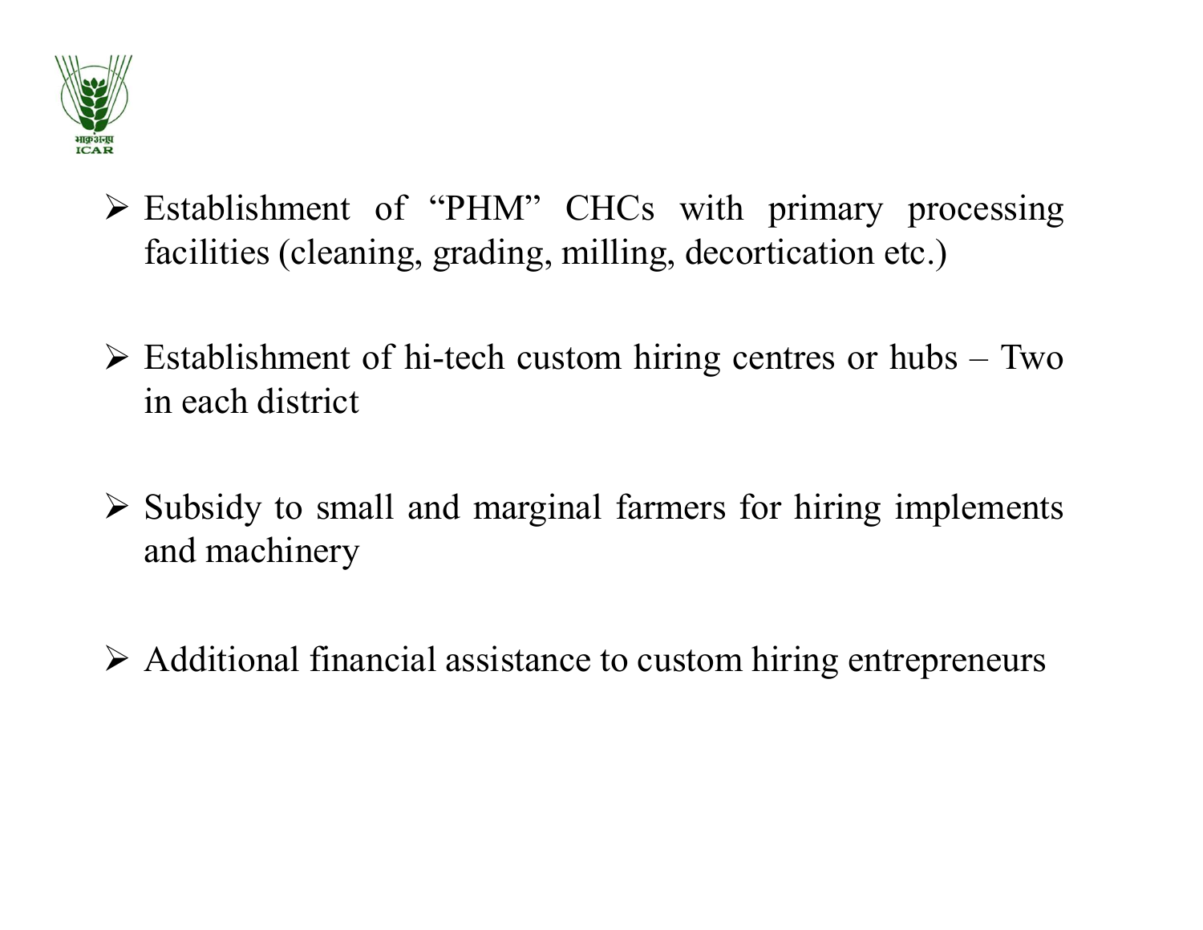- Establishment of “PHM” CHCs with primary processing facilities (cleaning, grading, milling, decortication etc.)

- Establishment of hi-tech custom hiring centres or hubs – Two in each district

- Subsidy to small and marginal farmers for hiring implements and machinery

- Additional financial assistance to custom hiring entrepreneurs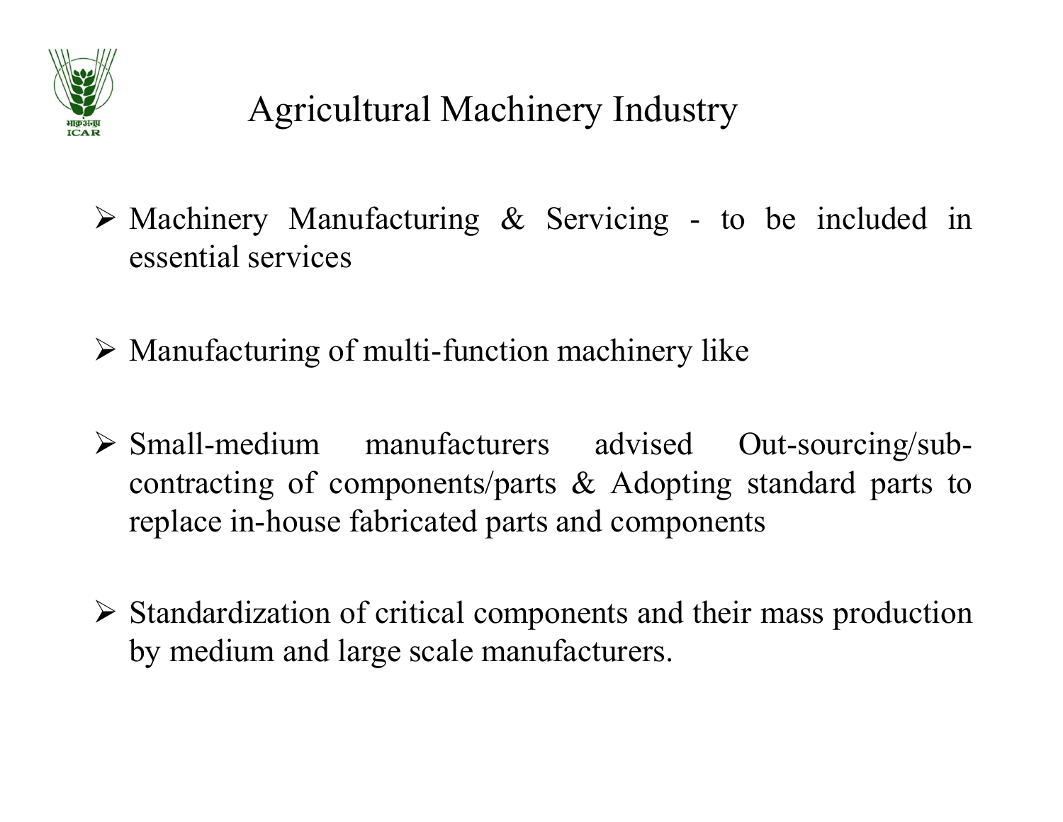# Agricultural Machinery Industry

- Machinery Manufacturing & Servicing - to be included in essential services

- Manufacturing of multi-function machinery like

- Small-medium manufacturers advised Out-sourcing/sub-contracting of components/parts & Adopting standard parts to replace in-house fabricated parts and components

- Standardization of critical components and their mass production by medium and large scale manufacturers.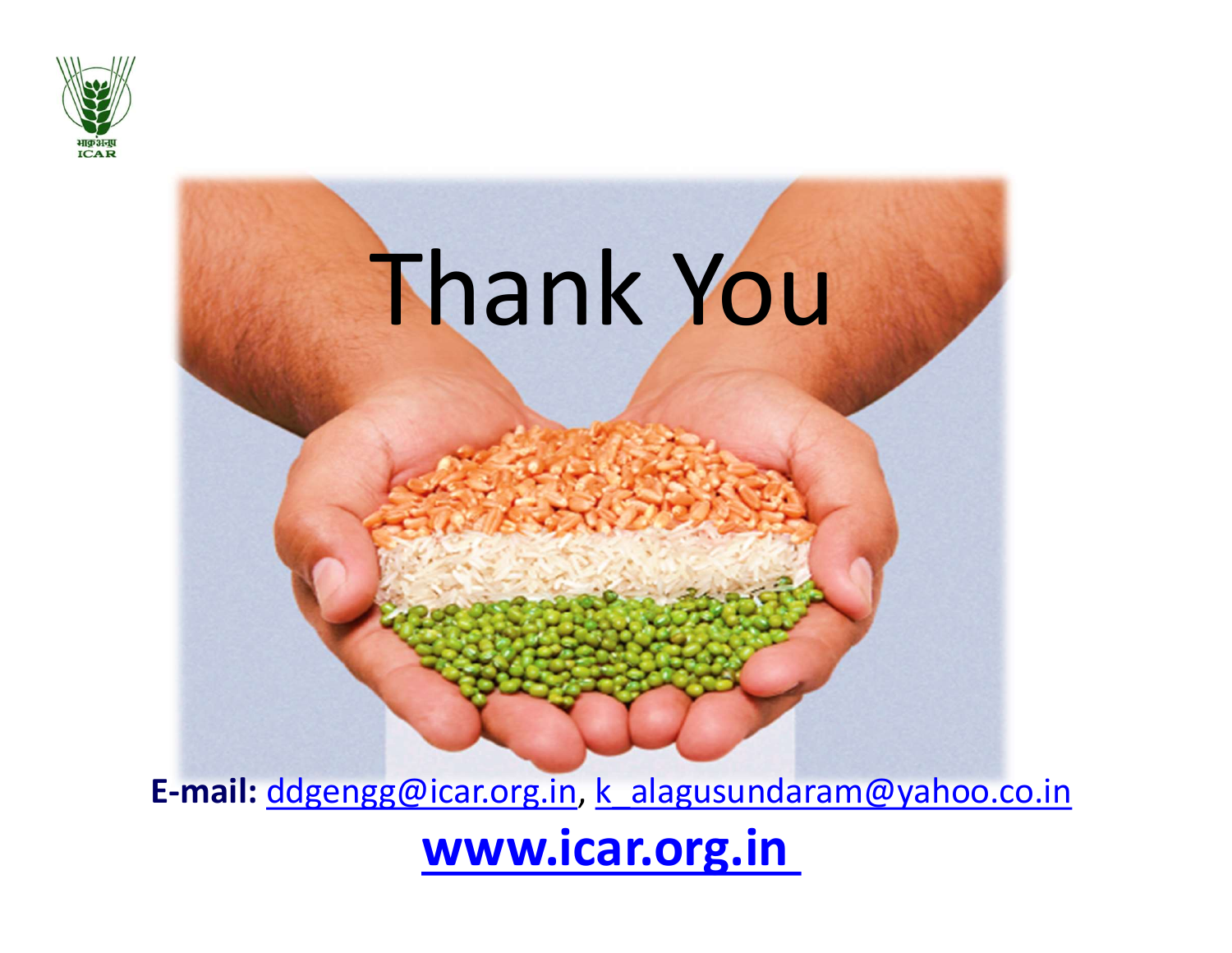# Thank You

**E-mail:** ddgengg@icar.org.in, k_alagusundaram@yahoo.co.in

**www.icar.org.in**